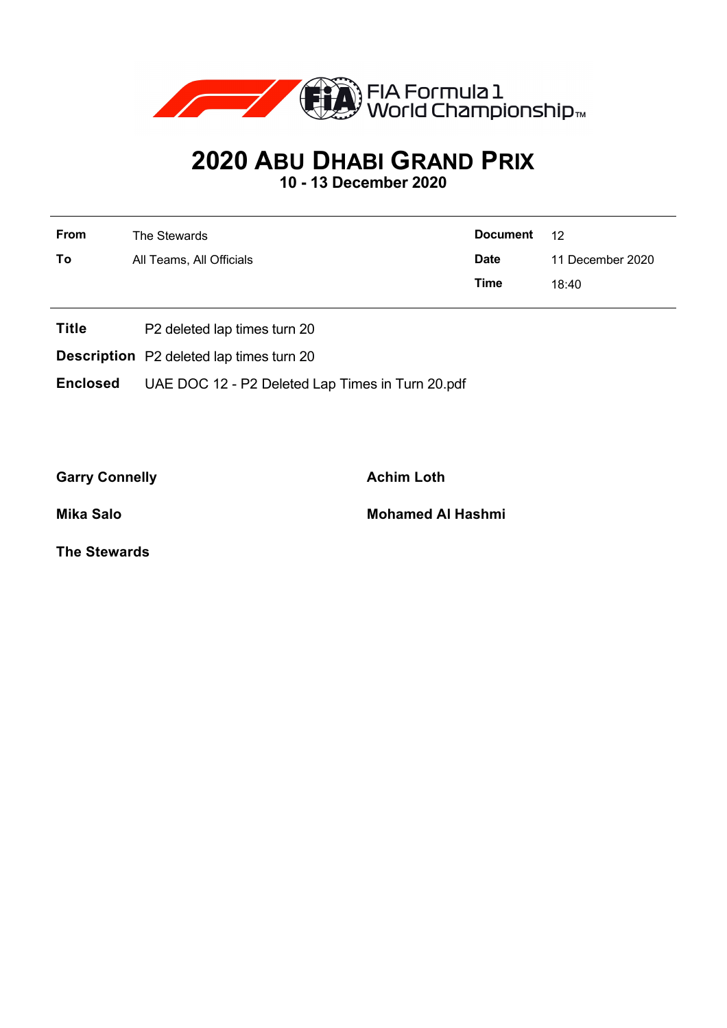FIA Formula 1 World Championship™

# 2020 Abu Dhabi Grand Prix

**10 - 13 December 2020**

| | | | |
|---|---|---|---|
| **From** | The Stewards | **Document** | 12 |
| **To** | All Teams, All Officials | **Date** | 11 December 2020 |
| | | **Time** | 18:40 |

**Title** P2 deleted lap times turn 20

**Description** P2 deleted lap times turn 20

**Enclosed** UAE DOC 12 - P2 Deleted Lap Times in Turn 20.pdf

**Garry Connelly**

**Achim Loth**

**Mika Salo**

**Mohamed Al Hashmi**

**The Stewards**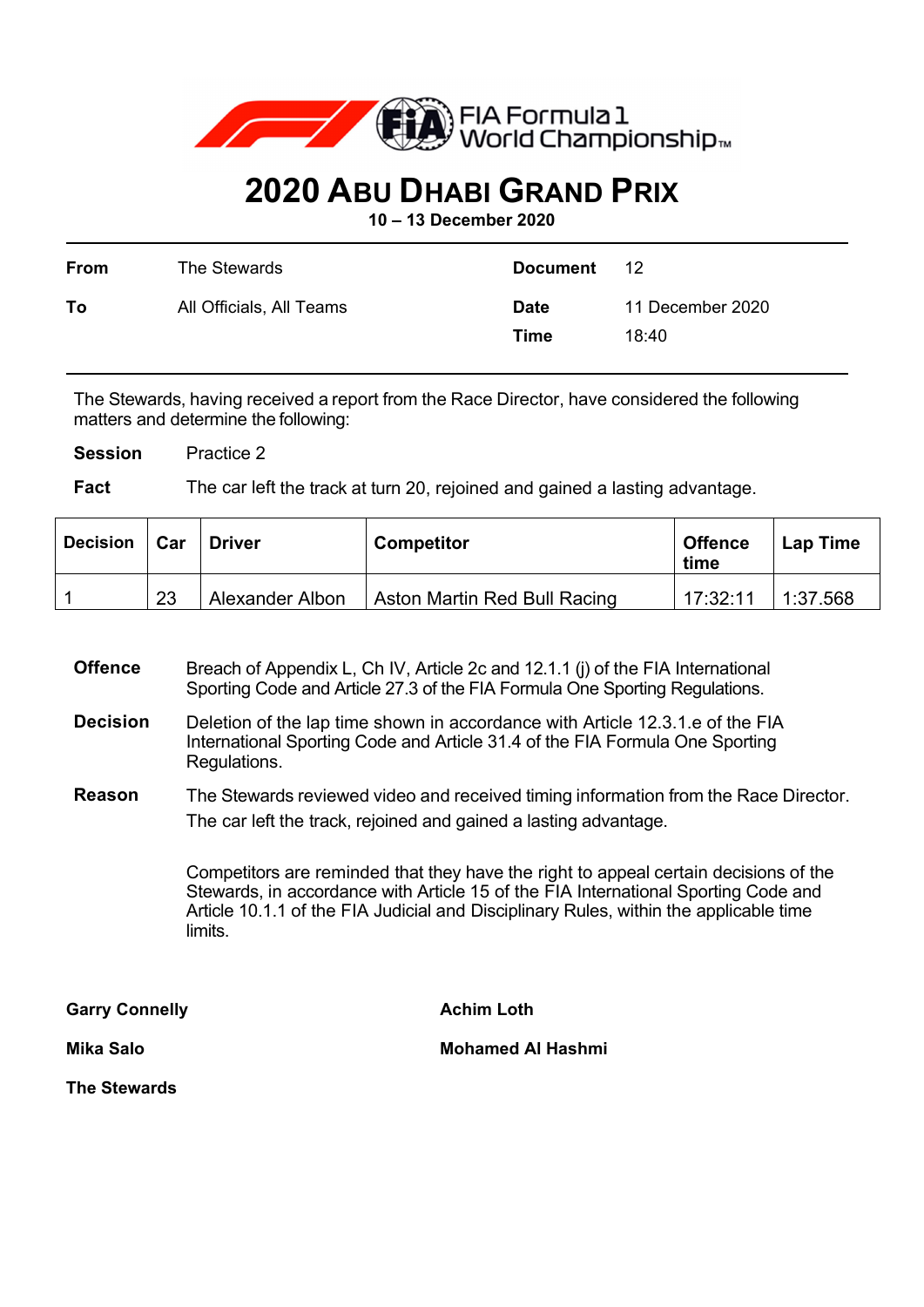FIA Formula 1 World Championship™

# 2020 ABU DHABI GRAND PRIX

**10 – 13 December 2020**

| | | | |
|---|---|---|---|
| **From** | The Stewards | **Document** | 12 |
| **To** | All Officials, All Teams | **Date** | 11 December 2020 |
| | | **Time** | 18:40 |

The Stewards, having received a report from the Race Director, have considered the following matters and determine the following:

**Session** Practice 2

**Fact** The car left the track at turn 20, rejoined and gained a lasting advantage.

| Decision | Car | Driver | Competitor | Offence time | Lap Time |
|---|---|---|---|---|---|
| 1 | 23 | Alexander Albon | Aston Martin Red Bull Racing | 17:32:11 | 1:37.568 |

**Offence** Breach of Appendix L, Ch IV, Article 2c and 12.1.1 (j) of the FIA International Sporting Code and Article 27.3 of the FIA Formula One Sporting Regulations.

**Decision** Deletion of the lap time shown in accordance with Article 12.3.1.e of the FIA International Sporting Code and Article 31.4 of the FIA Formula One Sporting Regulations.

**Reason** The Stewards reviewed video and received timing information from the Race Director.

The car left the track, rejoined and gained a lasting advantage.

Competitors are reminded that they have the right to appeal certain decisions of the Stewards, in accordance with Article 15 of the FIA International Sporting Code and Article 10.1.1 of the FIA Judicial and Disciplinary Rules, within the applicable time limits.

**Garry Connelly**

**Achim Loth**

**Mika Salo**

**Mohamed Al Hashmi**

**The Stewards**